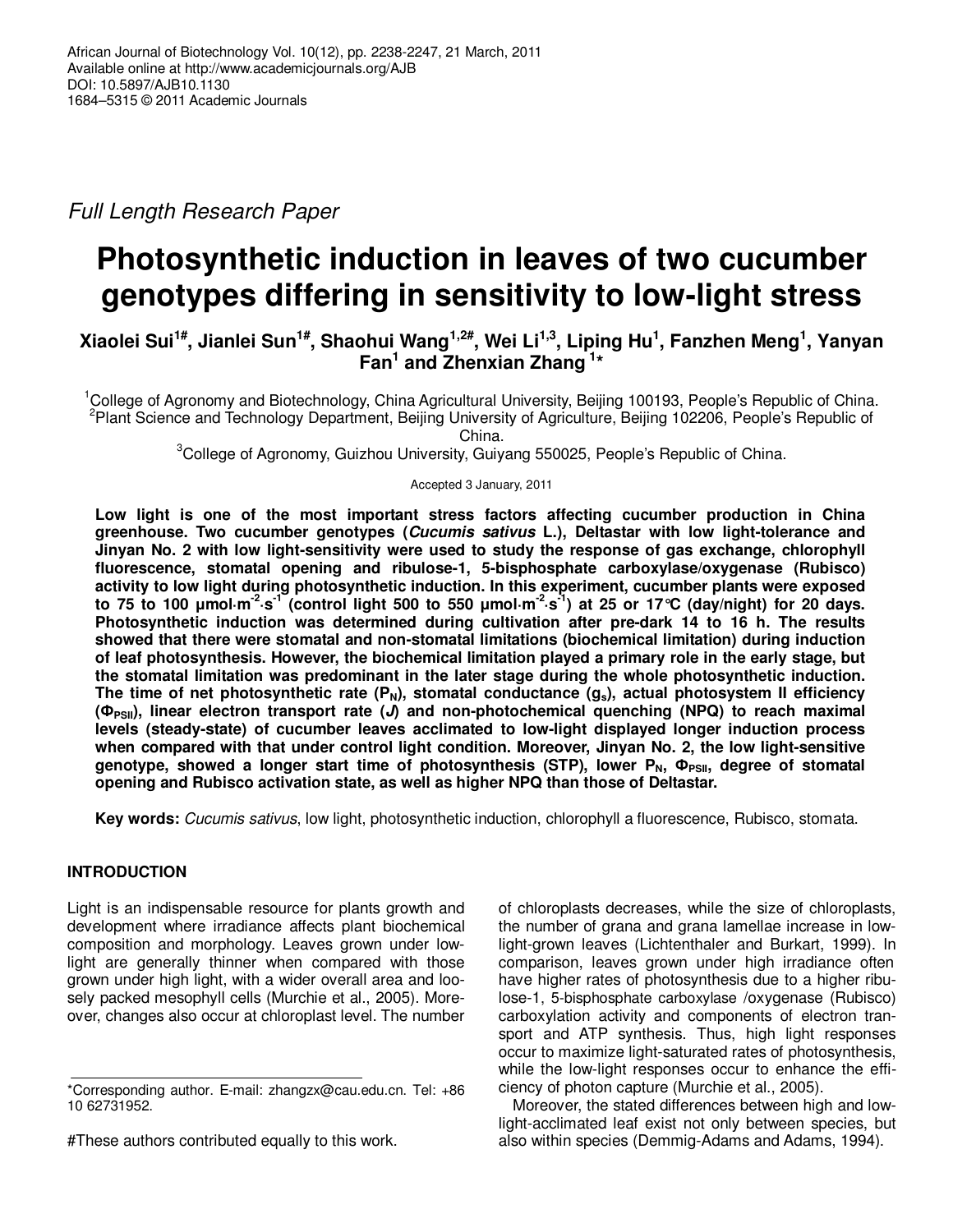Full Length Research Paper

# Photosynthetic induction in leaves of two cucumber genotypes differing in sensitivity to low-light stress

**Xiaolei Sui[1#], Jianlei Sun[1#], Shaohui Wang[1,2#], Wei Li[1,3], Liping Hu[1], Fanzhen Meng[1], Yanyan Fan[1] and Zhenxian Zhang[1]***

[1]College of Agronomy and Biotechnology, China Agricultural University, Beijing 100193, People's Republic of China.
[2]Plant Science and Technology Department, Beijing University of Agriculture, Beijing 102206, People's Republic of China.
[3]College of Agronomy, Guizhou University, Guiyang 550025, People's Republic of China.

Accepted 3 January, 2011

**Low light is one of the most important stress factors affecting cucumber production in China greenhouse. Two cucumber genotypes (*Cucumis sativus* L.), Deltastar with low light-tolerance and Jinyan No. 2 with low light-sensitivity were used to study the response of gas exchange, chlorophyll fluorescence, stomatal opening and ribulose-1, 5-bisphosphate carboxylase/oxygenase (Rubisco) activity to low light during photosynthetic induction. In this experiment, cucumber plants were exposed to 75 to 100 μmol·m$^{-2}$·s$^{-1}$ (control light 500 to 550 μmol·m$^{-2}$·s$^{-1}$) at 25 or 17°C (day/night) for 20 days. Photosynthetic induction was determined during cultivation after pre-dark 14 to 16 h. The results showed that there were stomatal and non-stomatal limitations (biochemical limitation) during induction of leaf photosynthesis. However, the biochemical limitation played a primary role in the early stage, but the stomatal limitation was predominant in the later stage during the whole photosynthetic induction. The time of net photosynthetic rate ($P_N$), stomatal conductance ($g_s$), actual photosystem II efficiency ($\Phi_{PSII}$), linear electron transport rate (*J*) and non-photochemical quenching (NPQ) to reach maximal levels (steady-state) of cucumber leaves acclimated to low-light displayed longer induction process when compared with that under control light condition. Moreover, Jinyan No. 2, the low light-sensitive genotype, showed a longer start time of photosynthesis (STP), lower $P_N$, $\Phi_{PSII}$, degree of stomatal opening and Rubisco activation state, as well as higher NPQ than those of Deltastar.**

**Key words:** *Cucumis sativus*, low light, photosynthetic induction, chlorophyll a fluorescence, Rubisco, stomata.

## INTRODUCTION

Light is an indispensable resource for plants growth and development where irradiance affects plant biochemical composition and morphology. Leaves grown under low-light are generally thinner when compared with those grown under high light, with a wider overall area and loosely packed mesophyll cells (Murchie et al., 2005). Moreover, changes also occur at chloroplast level. The number of chloroplasts decreases, while the size of chloroplasts, the number of grana and grana lamellae increase in low-light-grown leaves (Lichtenthaler and Burkart, 1999). In comparison, leaves grown under high irradiance often have higher rates of photosynthesis due to a higher ribulose-1, 5-bisphosphate carboxylase /oxygenase (Rubisco) carboxylation activity and components of electron transport and ATP synthesis. Thus, high light responses occur to maximize light-saturated rates of photosynthesis, while the low-light responses occur to enhance the efficiency of photon capture (Murchie et al., 2005).

Moreover, the stated differences between high and low-light-acclimated leaf exist not only between species, but also within species (Demmig-Adams and Adams, 1994).

*Corresponding author. E-mail: zhangzx@cau.edu.cn. Tel: +86 10 62731952.

#These authors contributed equally to this work.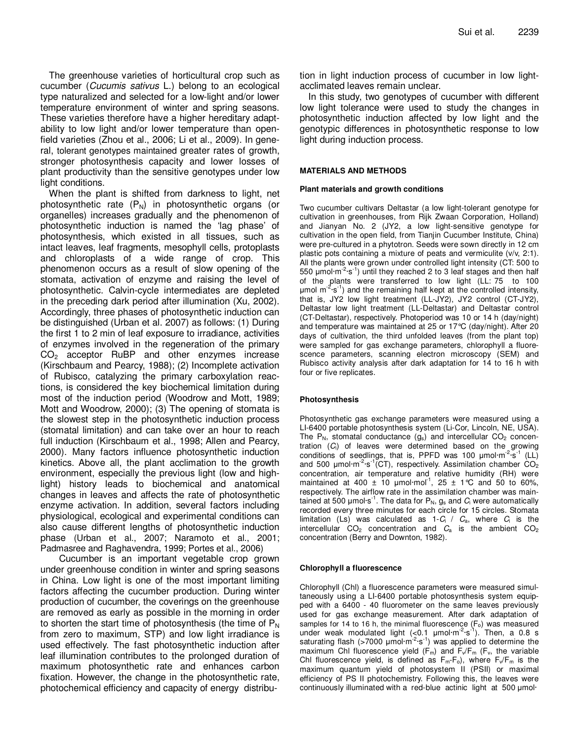The greenhouse varieties of horticultural crop such as cucumber (*Cucumis sativus* L.) belong to an ecological type naturalized and selected for a low-light and/or lower temperature environment of winter and spring seasons. These varieties therefore have a higher hereditary adaptability to low light and/or lower temperature than open-field varieties (Zhou et al., 2006; Li et al., 2009). In general, tolerant genotypes maintained greater rates of growth, stronger photosynthesis capacity and lower losses of plant productivity than the sensitive genotypes under low light conditions.

When the plant is shifted from darkness to light, net photosynthetic rate ($P_N$) in photosynthetic organs (or organelles) increases gradually and the phenomenon of photosynthetic induction is named the 'lag phase' of photosynthesis, which existed in all tissues, such as intact leaves, leaf fragments, mesophyll cells, protoplasts and chloroplasts of a wide range of crop. This phenomenon occurs as a result of slow opening of the stomata, activation of enzyme and raising the level of photosynthetic. Calvin-cycle intermediates are depleted in the preceding dark period after illumination (Xu, 2002). Accordingly, three phases of photosynthetic induction can be distinguished (Urban et al. 2007) as follows: (1) During the first 1 to 2 min of leaf exposure to irradiance, activities of enzymes involved in the regeneration of the primary $CO_2$ acceptor RuBP and other enzymes increase (Kirschbaum and Pearcy, 1988); (2) Incomplete activation of Rubisco, catalyzing the primary carboxylation reactions, is considered the key biochemical limitation during most of the induction period (Woodrow and Mott, 1989; Mott and Woodrow, 2000); (3) The opening of stomata is the slowest step in the photosynthetic induction process (stomatal limitation) and can take over an hour to reach full induction (Kirschbaum et al., 1998; Allen and Pearcy, 2000). Many factors influence photosynthetic induction kinetics. Above all, the plant acclimation to the growth environment, especially the previous light (low and high-light) history leads to biochemical and anatomical changes in leaves and affects the rate of photosynthetic enzyme activation. In addition, several factors including physiological, ecological and experimental conditions can also cause different lengths of photosynthetic induction phase (Urban et al., 2007; Naramoto et al., 2001; Padmasree and Raghavendra, 1999; Portes et al., 2006)

Cucumber is an important vegetable crop grown under greenhouse condition in winter and spring seasons in China. Low light is one of the most important limiting factors affecting the cucumber production. During winter production of cucumber, the coverings on the greenhouse are removed as early as possible in the morning in order to shorten the start time of photosynthesis (the time of $P_N$ from zero to maximum, STP) and low light irradiance is used effectively. The fast photosynthetic induction after leaf illumination contributes to the prolonged duration of maximum photosynthetic rate and enhances carbon fixation. However, the change in the photosynthetic rate, photochemical efficiency and capacity of energy distribution in light induction process of cucumber in low light-acclimated leaves remain unclear.

In this study, two genotypes of cucumber with different low light tolerance were used to study the changes in photosynthetic induction affected by low light and the genotypic differences in photosynthetic response to low light during induction process.

## MATERIALS AND METHODS

### Plant materials and growth conditions

Two cucumber cultivars Deltastar (a low light-tolerant genotype for cultivation in greenhouses, from Rijk Zwaan Corporation, Holland) and Jianyan No. 2 (JY2, a low light-sensitive genotype for cultivation in the open field, from Tianjin Cucumber Institute, China) were pre-cultured in a phytotron. Seeds were sown directly in 12 cm plastic pots containing a mixture of peats and vermiculite (v/v, 2:1). All the plants were grown under controlled light intensity (CT: 500 to 550 $\mu mol \cdot m^{-2} \cdot s^{-1}$) until they reached 2 to 3 leaf stages and then half of the plants were transferred to low light (LL: 75 to 100 $\mu mol\ m^{-2} \cdot s^{-1}$) and the remaining half kept at the controlled intensity, that is, JY2 low light treatment (LL-JY2), JY2 control (CT-JY2), Deltastar low light treatment (LL-Deltastar) and Deltastar control (CT-Deltastar), respectively. Photoperiod was 10 or 14 h (day/night) and temperature was maintained at 25 or 17°C (day/night). After 20 days of cultivation, the third unfolded leaves (from the plant top) were sampled for gas exchange parameters, chlorophyll a fluorescence parameters, scanning electron microscopy (SEM) and Rubisco activity analysis after dark adaptation for 14 to 16 h with four or five replicates.

### Photosynthesis

Photosynthetic gas exchange parameters were measured using a LI-6400 portable photosynthesis system (Li-Cor, Lincoln, NE, USA). The $P_N$, stomatal conductance ($g_s$) and intercellular $CO_2$ concentration ($C_i$) of leaves were determined based on the growing conditions of seedlings, that is, PPFD was 100 $\mu mol \cdot m^{-2} \cdot s^{-1}$ (LL) and 500 $\mu mol \cdot m^{-2} \cdot s^{-1}$(CT), respectively. Assimilation chamber $CO_2$ concentration, air temperature and relative humidity (RH) were maintained at 400 ± 10 $\mu mol \cdot mol^{-1}$, 25 ± 1°C and 50 to 60%, respectively. The airflow rate in the assimilation chamber was maintained at 500 $\mu mol \cdot s^{-1}$. The data for $P_N$, $g_s$ and $C_i$ were automatically recorded every three minutes for each circle for 15 circles. Stomata limitation (Ls) was calculated as $1\text{-}C_i / C_a$, where $C_i$ is the intercellular $CO_2$ concentration and $C_a$ is the ambient $CO_2$ concentration (Berry and Downton, 1982).

### Chlorophyll a fluorescence

Chlorophyll (Chl) a fluorescence parameters were measured simultaneously using a LI-6400 portable photosynthesis system equipped with a 6400 - 40 fluorometer on the same leaves previously used for gas exchange measurement. After dark adaptation of samples for 14 to 16 h, the minimal fluorescence ($F_o$) was measured under weak modulated light (<0.1 $\mu mol \cdot m^{-2} \cdot s^{-1}$). Then, a 0.8 s saturating flash (>7000 $\mu mol \cdot m^{-2} \cdot s^{-1}$) was applied to determine the maximum Chl fluorescence yield ($F_m$) and $F_v/F_m$ ($F_v$, the variable Chl fluorescence yield, is defined as $F_m$-$F_o$), where $F_v/F_m$ is the maximum quantum yield of photosystem II (PSII) or maximal efficiency of PS II photochemistry. Following this, the leaves were continuously illuminated with a red-blue actinic light at 500 μmol·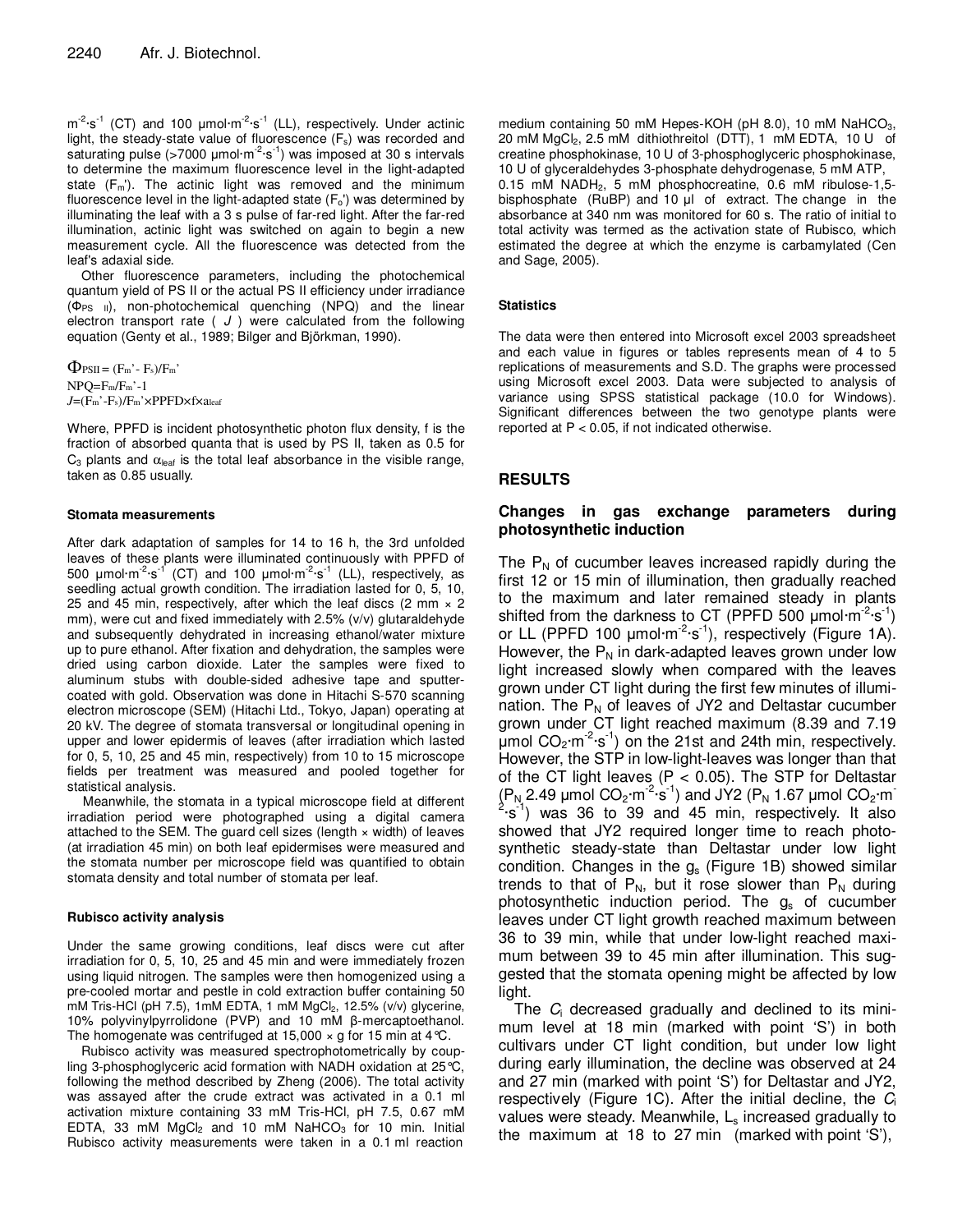$m^{-2}$·$s^{-1}$ (CT) and 100 µmol·$m^{-2}$·$s^{-1}$ (LL), respectively. Under actinic light, the steady-state value of fluorescence ($F_s$) was recorded and saturating pulse (>7000 µmol·$m^{-2}$·$s^{-1}$) was imposed at 30 s intervals to determine the maximum fluorescence level in the light-adapted state ($F_m$'). The actinic light was removed and the minimum fluorescence level in the light-adapted state ($F_o$') was determined by illuminating the leaf with a 3 s pulse of far-red light. After the far-red illumination, actinic light was switched on again to begin a new measurement cycle. All the fluorescence was detected from the leaf's adaxial side.

Other fluorescence parameters, including the photochemical quantum yield of PS II or the actual PS II efficiency under irradiance ($\Phi_{PS\ II}$), non-photochemical quenching (NPQ) and the linear electron transport rate ( $J$ ) were calculated from the following equation (Genty et al., 1989; Bilger and Björkman, 1990).

$$\Phi_{PSII} = (F_m' - F_s)/F_m'$$

$$NPQ = F_m/F_m' - 1$$

$$J = (F_m' - F_s)/F_m' \times PPFD \times f \times \alpha_{leaf}$$

Where, PPFD is incident photosynthetic photon flux density, f is the fraction of absorbed quanta that is used by PS II, taken as 0.5 for $C_3$ plants and $\alpha_{leaf}$ is the total leaf absorbance in the visible range, taken as 0.85 usually.

#### Stomata measurements

After dark adaptation of samples for 14 to 16 h, the 3rd unfolded leaves of these plants were illuminated continuously with PPFD of 500 µmol·$m^{-2}$·$s^{-1}$ (CT) and 100 µmol·$m^{-2}$·$s^{-1}$ (LL), respectively, as seedling actual growth condition. The irradiation lasted for 0, 5, 10, 25 and 45 min, respectively, after which the leaf discs (2 mm × 2 mm), were cut and fixed immediately with 2.5% (v/v) glutaraldehyde and subsequently dehydrated in increasing ethanol/water mixture up to pure ethanol. After fixation and dehydration, the samples were dried using carbon dioxide. Later the samples were fixed to aluminum stubs with double-sided adhesive tape and sputter-coated with gold. Observation was done in Hitachi S-570 scanning electron microscope (SEM) (Hitachi Ltd., Tokyo, Japan) operating at 20 kV. The degree of stomata transversal or longitudinal opening in upper and lower epidermis of leaves (after irradiation which lasted for 0, 5, 10, 25 and 45 min, respectively) from 10 to 15 microscope fields per treatment was measured and pooled together for statistical analysis.

Meanwhile, the stomata in a typical microscope field at different irradiation period were photographed using a digital camera attached to the SEM. The guard cell sizes (length × width) of leaves (at irradiation 45 min) on both leaf epidermises were measured and the stomata number per microscope field was quantified to obtain stomata density and total number of stomata per leaf.

#### Rubisco activity analysis

Under the same growing conditions, leaf discs were cut after irradiation for 0, 5, 10, 25 and 45 min and were immediately frozen using liquid nitrogen. The samples were then homogenized using a pre-cooled mortar and pestle in cold extraction buffer containing 50 mM Tris-HCl (pH 7.5), 1mM EDTA, 1 mM $MgCl_2$, 12.5% (v/v) glycerine, 10% polyvinylpyrrolidone (PVP) and 10 mM β-mercaptoethanol. The homogenate was centrifuged at 15,000 × g for 15 min at 4°C.

Rubisco activity was measured spectrophotometrically by coupling 3-phosphoglyceric acid formation with NADH oxidation at 25°C, following the method described by Zheng (2006). The total activity was assayed after the crude extract was activated in a 0.1 ml activation mixture containing 33 mM Tris-HCl, pH 7.5, 0.67 mM EDTA, 33 mM $MgCl_2$ and 10 mM $NaHCO_3$ for 10 min. Initial Rubisco activity measurements were taken in a 0.1 ml reaction medium containing 50 mM Hepes-KOH (pH 8.0), 10 mM $NaHCO_3$, 20 mM $MgCl_2$, 2.5 mM dithiothreitol (DTT), 1 mM EDTA, 10 U of creatine phosphokinase, 10 U of 3-phosphoglyceric phosphokinase, 10 U of glyceraldehydes 3-phosphate dehydrogenase, 5 mM ATP, 0.15 mM $NADH_2$, 5 mM phosphocreatine, 0.6 mM ribulose-1,5-bisphosphate (RuBP) and 10 µl of extract. The change in the absorbance at 340 nm was monitored for 60 s. The ratio of initial to total activity was termed as the activation state of Rubisco, which estimated the degree at which the enzyme is carbamylated (Cen and Sage, 2005).

#### Statistics

The data were then entered into Microsoft excel 2003 spreadsheet and each value in figures or tables represents mean of 4 to 5 replications of measurements and S.D. The graphs were processed using Microsoft excel 2003. Data were subjected to analysis of variance using SPSS statistical package (10.0 for Windows). Significant differences between the two genotype plants were reported at $P < 0.05$, if not indicated otherwise.

## RESULTS

### Changes in gas exchange parameters during photosynthetic induction

The $P_N$ of cucumber leaves increased rapidly during the first 12 or 15 min of illumination, then gradually reached to the maximum and later remained steady in plants shifted from the darkness to CT (PPFD 500 µmol·$m^{-2}$·$s^{-1}$) or LL (PPFD 100 µmol·$m^{-2}$·$s^{-1}$), respectively (Figure 1A). However, the $P_N$ in dark-adapted leaves grown under low light increased slowly when compared with the leaves grown under CT light during the first few minutes of illumination. The $P_N$ of leaves of JY2 and Deltastar cucumber grown under CT light reached maximum (8.39 and 7.19 µmol $CO_2$·$m^{-2}$·$s^{-1}$) on the 21st and 24th min, respectively. However, the STP in low-light-leaves was longer than that of the CT light leaves ($P < 0.05$). The STP for Deltastar ($P_N$ 2.49 µmol $CO_2$·$m^{-2}$·$s^{-1}$) and JY2 ($P_N$ 1.67 µmol $CO_2$·$m^{-2}$·$s^{-1}$) was 36 to 39 and 45 min, respectively. It also showed that JY2 required longer time to reach photosynthetic steady-state than Deltastar under low light condition. Changes in the $g_s$ (Figure 1B) showed similar trends to that of $P_N$, but it rose slower than $P_N$ during photosynthetic induction period. The $g_s$ of cucumber leaves under CT light growth reached maximum between 36 to 39 min, while that under low-light reached maximum between 39 to 45 min after illumination. This suggested that the stomata opening might be affected by low light.

The $C_i$ decreased gradually and declined to its minimum level at 18 min (marked with point 'S') in both cultivars under CT light condition, but under low light during early illumination, the decline was observed at 24 and 27 min (marked with point 'S') for Deltastar and JY2, respectively (Figure 1C). After the initial decline, the $C_i$ values were steady. Meanwhile, $L_s$ increased gradually to the maximum at 18 to 27 min (marked with point 'S'),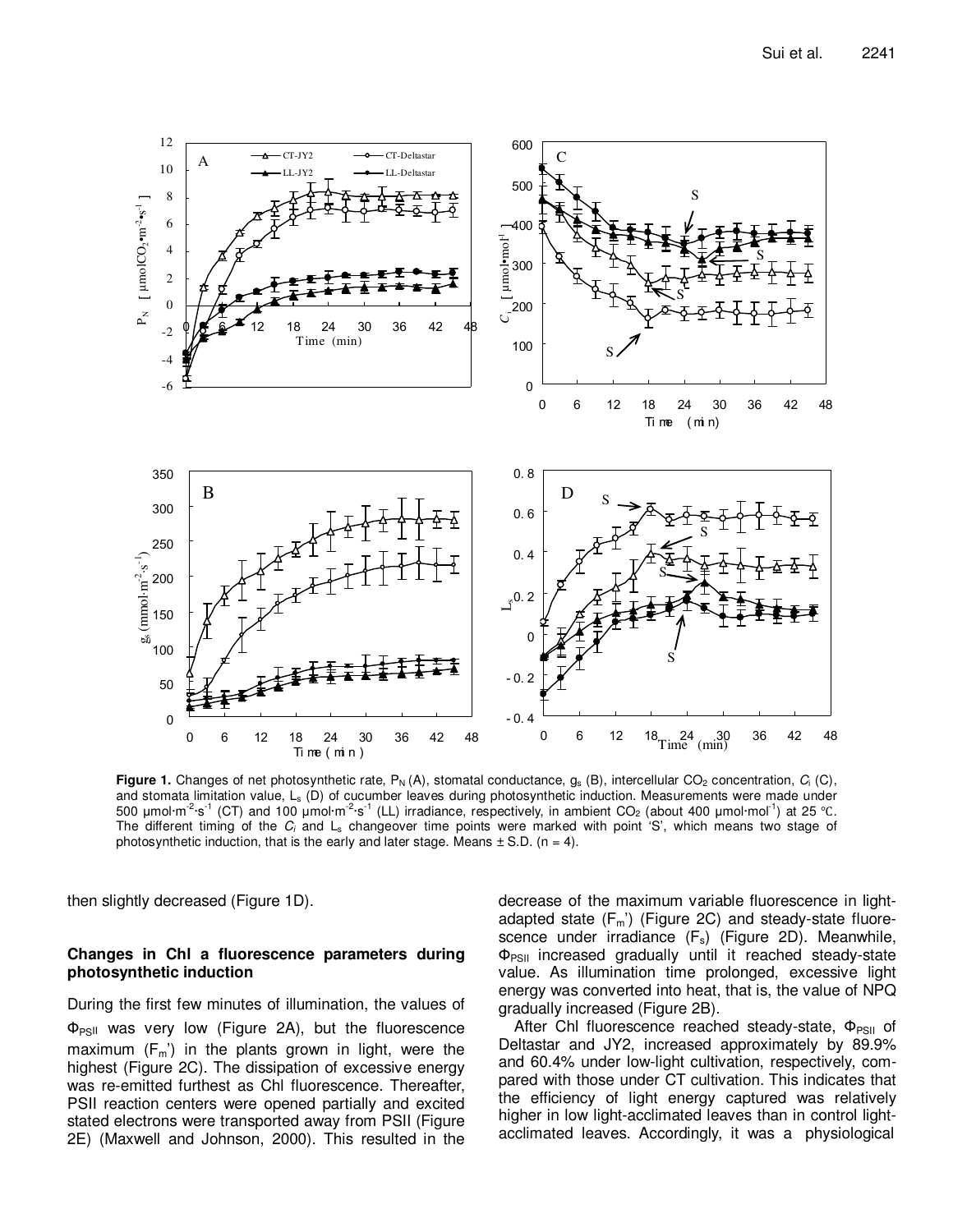**Figure 1.** Changes of net photosynthetic rate, $P_N$ (A), stomatal conductance, $g_s$ (B), intercellular $CO_2$ concentration, $C_i$ (C), and stomata limitation value, $L_s$ (D) of cucumber leaves during photosynthetic induction. Measurements were made under 500 μmol·m$^{-2}$·s$^{-1}$ (CT) and 100 μmol·m$^{-2}$·s$^{-1}$ (LL) irradiance, respectively, in ambient $CO_2$ (about 400 μmol·mol$^{-1}$) at 25 °C. The different timing of the $C_i$ and $L_s$ changeover time points were marked with point 'S', which means two stage of photosynthetic induction, that is the early and later stage. Means ± S.D. (n = 4).

then slightly decreased (Figure 1D).

### Changes in Chl a fluorescence parameters during photosynthetic induction

During the first few minutes of illumination, the values of $\Phi_{PSII}$ was very low (Figure 2A), but the fluorescence maximum ($F_m$') in the plants grown in light, were the highest (Figure 2C). The dissipation of excessive energy was re-emitted furthest as Chl fluorescence. Thereafter, PSII reaction centers were opened partially and excited stated electrons were transported away from PSII (Figure 2E) (Maxwell and Johnson, 2000). This resulted in the decrease of the maximum variable fluorescence in light-adapted state ($F_m$') (Figure 2C) and steady-state fluorescence under irradiance ($F_s$) (Figure 2D). Meanwhile, $\Phi_{PSII}$ increased gradually until it reached steady-state value. As illumination time prolonged, excessive light energy was converted into heat, that is, the value of NPQ gradually increased (Figure 2B).

After Chl fluorescence reached steady-state, $\Phi_{PSII}$ of Deltastar and JY2, increased approximately by 89.9% and 60.4% under low-light cultivation, respectively, compared with those under CT cultivation. This indicates that the efficiency of light energy captured was relatively higher in low light-acclimated leaves than in control light-acclimated leaves. Accordingly, it was a physiological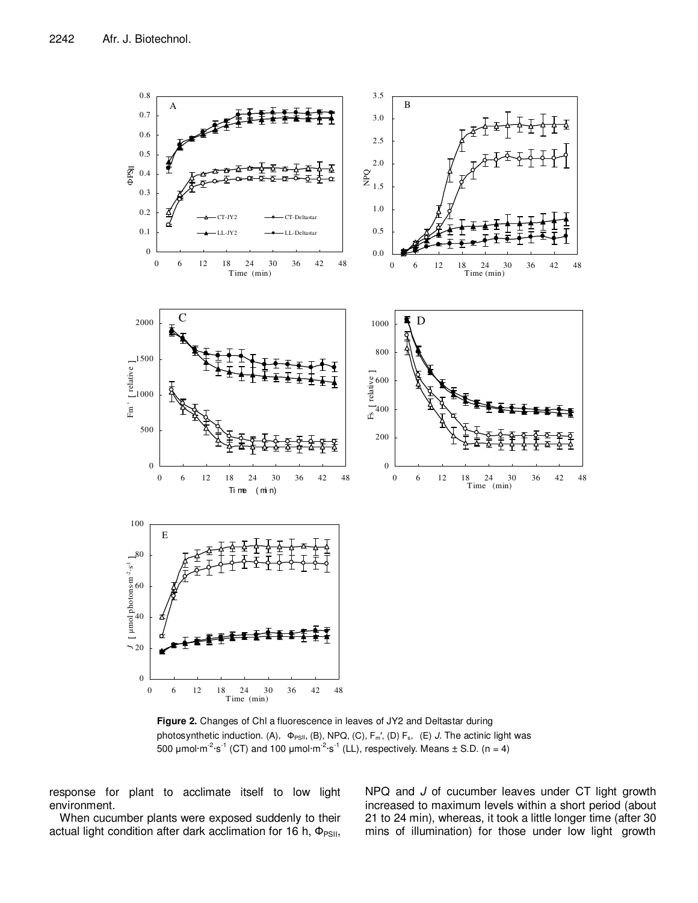**Figure 2.** Changes of Chl a fluorescence in leaves of JY2 and Deltastar during photosynthetic induction. (A), $\Phi_{PSII}$, (B), NPQ, (C), $F_m'$, (D) $F_s$, (E) $J$. The actinic light was 500 μmol·m$^{-2}$·s$^{-1}$ (CT) and 100 μmol·m$^{-2}$·s$^{-1}$ (LL), respectively. Means ± S.D. (n = 4)

response for plant to acclimate itself to low light environment.

When cucumber plants were exposed suddenly to their actual light condition after dark acclimation for 16 h, $\Phi_{PSII}$, NPQ and $J$ of cucumber leaves under CT light growth increased to maximum levels within a short period (about 21 to 24 min), whereas, it took a little longer time (after 30 mins of illumination) for those under low light growth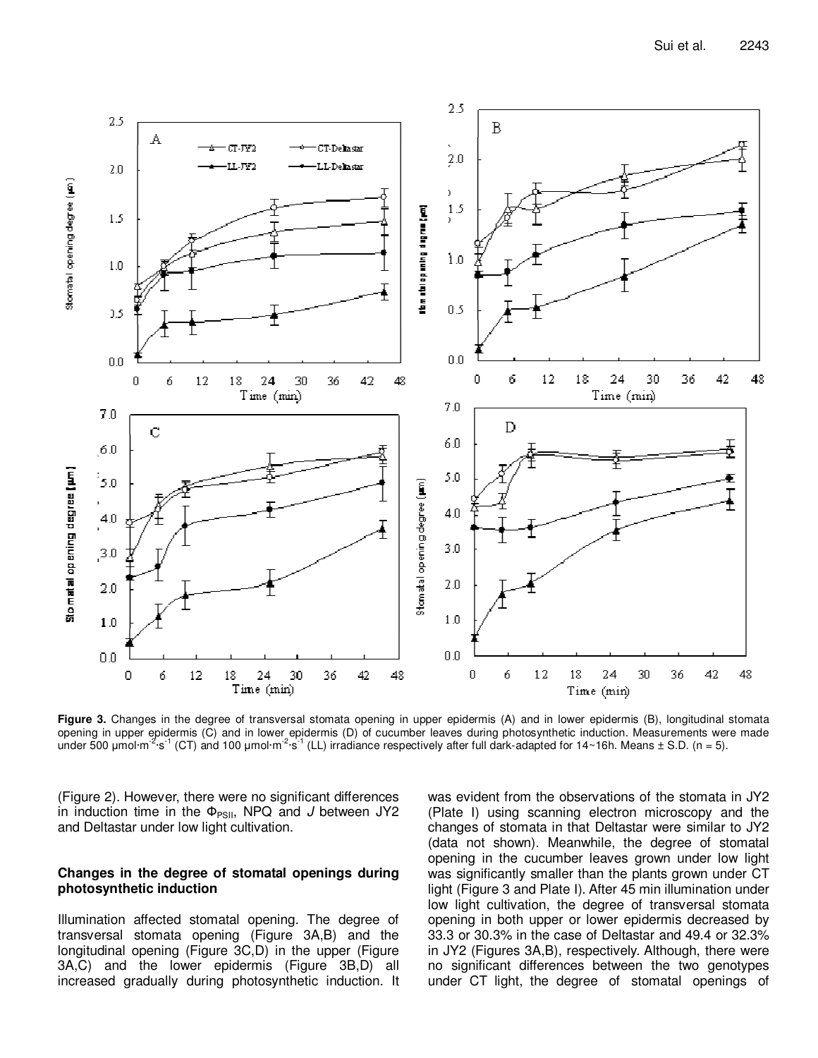**Figure 3.** Changes in the degree of transversal stomata opening in upper epidermis (A) and in lower epidermis (B), longitudinal stomata opening in upper epidermis (C) and in lower epidermis (D) of cucumber leaves during photosynthetic induction. Measurements were made under 500 μmol·m$^{-2}$·s$^{-1}$ (CT) and 100 μmol·m$^{-2}$·s$^{-1}$ (LL) irradiance respectively after full dark-adapted for 14~16h. Means ± S.D. (n = 5).

(Figure 2). However, there were no significant differences in induction time in the $\Phi_{PSII}$, NPQ and *J* between JY2 and Deltastar under low light cultivation.

## Changes in the degree of stomatal openings during photosynthetic induction

Illumination affected stomatal opening. The degree of transversal stomata opening (Figure 3A,B) and the longitudinal opening (Figure 3C,D) in the upper (Figure 3A,C) and the lower epidermis (Figure 3B,D) all increased gradually during photosynthetic induction. It was evident from the observations of the stomata in JY2 (Plate I) using scanning electron microscopy and the changes of stomata in that Deltastar were similar to JY2 (data not shown). Meanwhile, the degree of stomatal opening in the cucumber leaves grown under low light was significantly smaller than the plants grown under CT light (Figure 3 and Plate I). After 45 min illumination under low light cultivation, the degree of transversal stomata opening in both upper or lower epidermis decreased by 33.3 or 30.3% in the case of Deltastar and 49.4 or 32.3% in JY2 (Figures 3A,B), respectively. Although, there were no significant differences between the two genotypes under CT light, the degree of stomatal openings of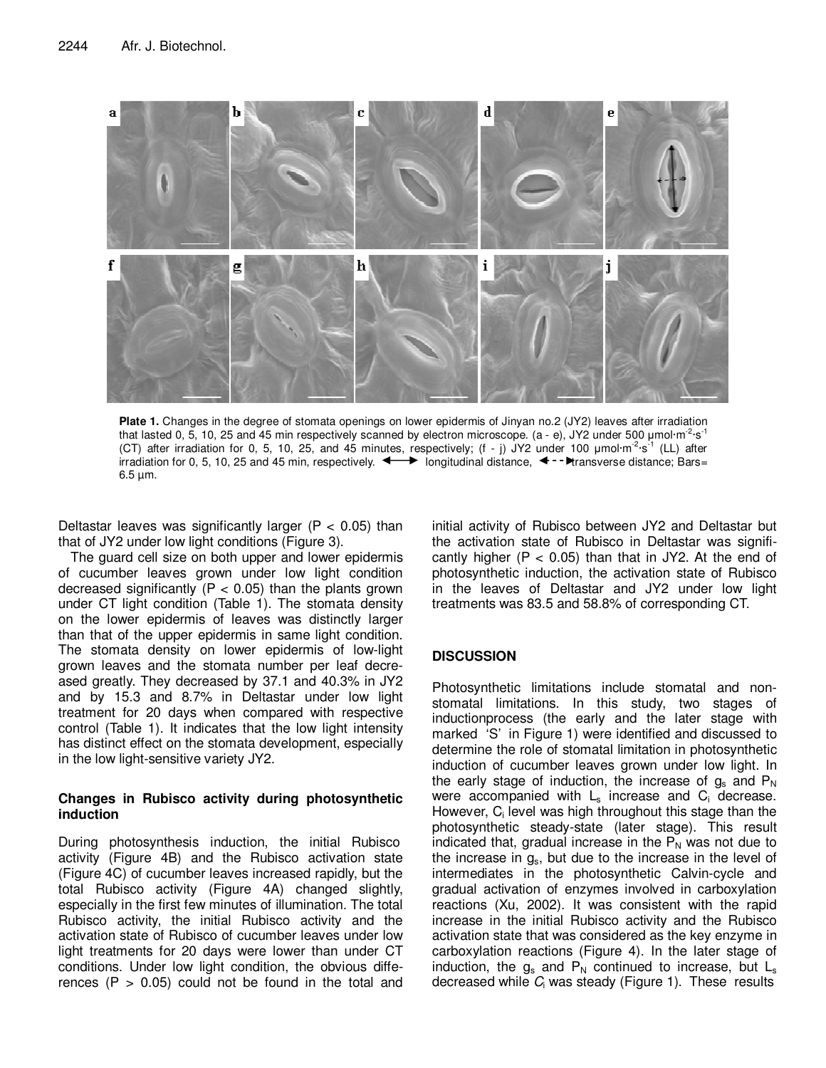**Plate 1.** Changes in the degree of stomata openings on lower epidermis of Jinyan no.2 (JY2) leaves after irradiation that lasted 0, 5, 10, 25 and 45 min respectively scanned by electron microscope. (a - e), JY2 under 500 μmol·m$^{-2}$·s$^{-1}$ (CT) after irradiation for 0, 5, 10, 25, and 45 minutes, respectively; (f - j) JY2 under 100 μmol·m$^{-2}$·s$^{-1}$ (LL) after irradiation for 0, 5, 10, 25 and 45 min, respectively. ⟷ longitudinal distance, ◄--► transverse distance; Bars= 6.5 μm.

Deltastar leaves was significantly larger ($P < 0.05$) than that of JY2 under low light conditions (Figure 3).

The guard cell size on both upper and lower epidermis of cucumber leaves grown under low light condition decreased significantly ($P < 0.05$) than the plants grown under CT light condition (Table 1). The stomata density on the lower epidermis of leaves was distinctly larger than that of the upper epidermis in same light condition. The stomata density on lower epidermis of low-light grown leaves and the stomata number per leaf decreased greatly. They decreased by 37.1 and 40.3% in JY2 and by 15.3 and 8.7% in Deltastar under low light treatment for 20 days when compared with respective control (Table 1). It indicates that the low light intensity has distinct effect on the stomata development, especially in the low light-sensitive variety JY2.

### Changes in Rubisco activity during photosynthetic induction

During photosynthesis induction, the initial Rubisco activity (Figure 4B) and the Rubisco activation state (Figure 4C) of cucumber leaves increased rapidly, but the total Rubisco activity (Figure 4A) changed slightly, especially in the first few minutes of illumination. The total Rubisco activity, the initial Rubisco activity and the activation state of Rubisco of cucumber leaves under low light treatments for 20 days were lower than under CT conditions. Under low light condition, the obvious differences ($P > 0.05$) could not be found in the total and initial activity of Rubisco between JY2 and Deltastar but the activation state of Rubisco in Deltastar was significantly higher ($P < 0.05$) than that in JY2. At the end of photosynthetic induction, the activation state of Rubisco in the leaves of Deltastar and JY2 under low light treatments was 83.5 and 58.8% of corresponding CT.

## DISCUSSION

Photosynthetic limitations include stomatal and non-stomatal limitations. In this study, two stages of inductionprocess (the early and the later stage with marked 'S' in Figure 1) were identified and discussed to determine the role of stomatal limitation in photosynthetic induction of cucumber leaves grown under low light. In the early stage of induction, the increase of $g_s$ and $P_N$ were accompanied with $L_s$ increase and $C_i$ decrease. However, $C_i$ level was high throughout this stage than the photosynthetic steady-state (later stage). This result indicated that, gradual increase in the $P_N$ was not due to the increase in $g_s$, but due to the increase in the level of intermediates in the photosynthetic Calvin-cycle and gradual activation of enzymes involved in carboxylation reactions (Xu, 2002). It was consistent with the rapid increase in the initial Rubisco activity and the Rubisco activation state that was considered as the key enzyme in carboxylation reactions (Figure 4). In the later stage of induction, the $g_s$ and $P_N$ continued to increase, but $L_s$ decreased while $C_i$ was steady (Figure 1). These results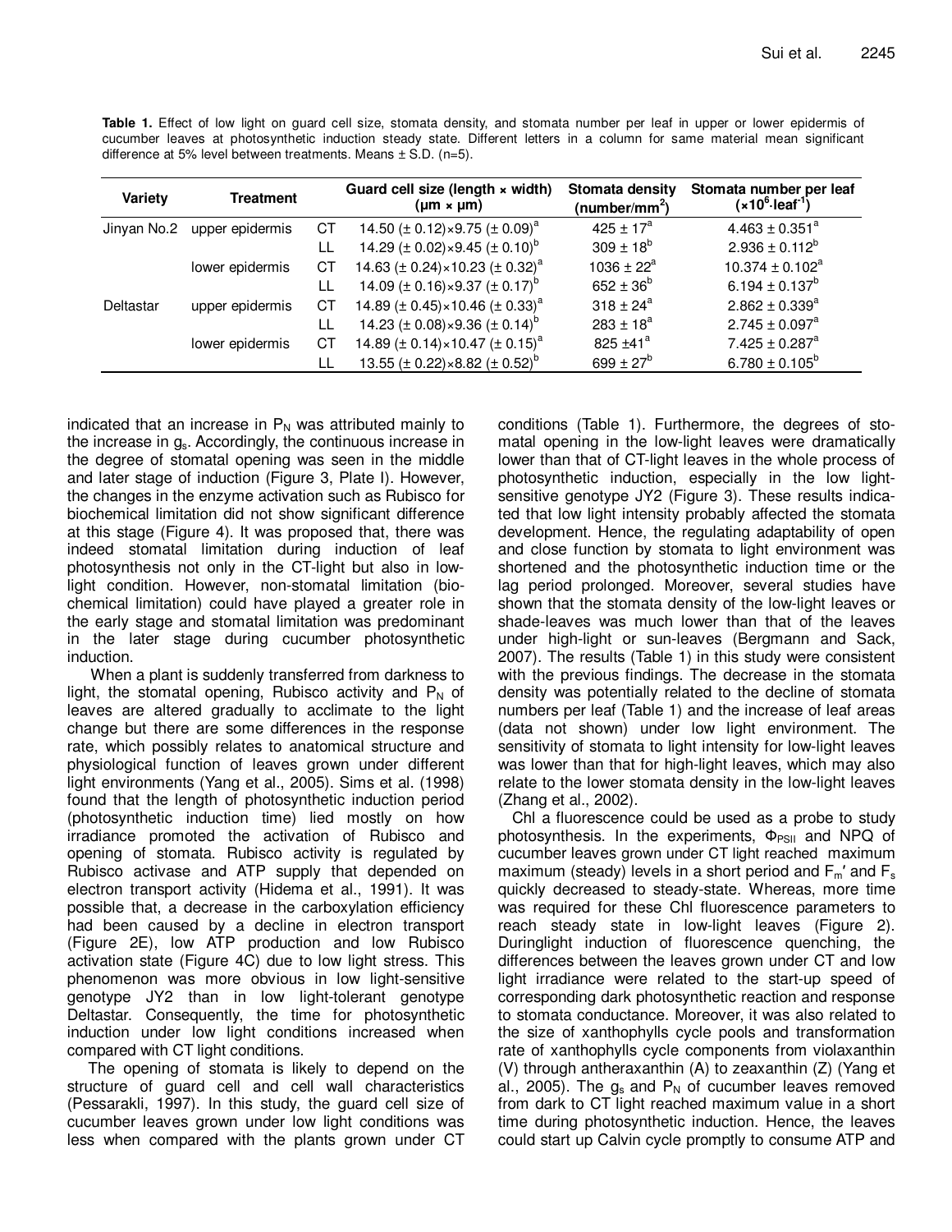**Table 1.** Effect of low light on guard cell size, stomata density, and stomata number per leaf in upper or lower epidermis of cucumber leaves at photosynthetic induction steady state. Different letters in a column for same material mean significant difference at 5% level between treatments. Means ± S.D. (n=5).

| Variety | Treatment | | Guard cell size (length × width) (μm × μm) | Stomata density (number/mm$^2$) | Stomata number per leaf ($\times 10^6 \cdot leaf^{-1}$) |
|---|---|---|---|---|---|
| Jinyan No.2 | upper epidermis | CT | 14.50 (± 0.12)×9.75 (± 0.09)$^a$ | 425 ± 17$^a$ | 4.463 ± 0.351$^a$ |
| | | LL | 14.29 (± 0.02)×9.45 (± 0.10)$^b$ | 309 ± 18$^b$ | 2.936 ± 0.112$^b$ |
| | lower epidermis | CT | 14.63 (± 0.24)×10.23 (± 0.32)$^a$ | 1036 ± 22$^a$ | 10.374 ± 0.102$^a$ |
| | | LL | 14.09 (± 0.16)×9.37 (± 0.17)$^b$ | 652 ± 36$^b$ | 6.194 ± 0.137$^b$ |
| Deltastar | upper epidermis | CT | 14.89 (± 0.45)×10.46 (± 0.33)$^a$ | 318 ± 24$^a$ | 2.862 ± 0.339$^a$ |
| | | LL | 14.23 (± 0.08)×9.36 (± 0.14)$^b$ | 283 ± 18$^a$ | 2.745 ± 0.097$^a$ |
| | lower epidermis | CT | 14.89 (± 0.14)×10.47 (± 0.15)$^a$ | 825 ±41$^a$ | 7.425 ± 0.287$^a$ |
| | | LL | 13.55 (± 0.22)×8.82 (± 0.52)$^b$ | 699 ± 27$^b$ | 6.780 ± 0.105$^b$ |

indicated that an increase in $P_N$ was attributed mainly to the increase in $g_s$. Accordingly, the continuous increase in the degree of stomatal opening was seen in the middle and later stage of induction (Figure 3, Plate I). However, the changes in the enzyme activation such as Rubisco for biochemical limitation did not show significant difference at this stage (Figure 4). It was proposed that, there was indeed stomatal limitation during induction of leaf photosynthesis not only in the CT-light but also in low-light condition. However, non-stomatal limitation (biochemical limitation) could have played a greater role in the early stage and stomatal limitation was predominant in the later stage during cucumber photosynthetic induction.

When a plant is suddenly transferred from darkness to light, the stomatal opening, Rubisco activity and $P_N$ of leaves are altered gradually to acclimate to the light change but there are some differences in the response rate, which possibly relates to anatomical structure and physiological function of leaves grown under different light environments (Yang et al., 2005). Sims et al. (1998) found that the length of photosynthetic induction period (photosynthetic induction time) lied mostly on how irradiance promoted the activation of Rubisco and opening of stomata. Rubisco activity is regulated by Rubisco activase and ATP supply that depended on electron transport activity (Hidema et al., 1991). It was possible that, a decrease in the carboxylation efficiency had been caused by a decline in electron transport (Figure 2E), low ATP production and low Rubisco activation state (Figure 4C) due to low light stress. This phenomenon was more obvious in low light-sensitive genotype JY2 than in low light-tolerant genotype Deltastar. Consequently, the time for photosynthetic induction under low light conditions increased when compared with CT light conditions.

The opening of stomata is likely to depend on the structure of guard cell and cell wall characteristics (Pessarakli, 1997). In this study, the guard cell size of cucumber leaves grown under low light conditions was less when compared with the plants grown under CT conditions (Table 1). Furthermore, the degrees of stomatal opening in the low-light leaves were dramatically lower than that of CT-light leaves in the whole process of photosynthetic induction, especially in the low light-sensitive genotype JY2 (Figure 3). These results indicated that low light intensity probably affected the stomata development. Hence, the regulating adaptability of open and close function by stomata to light environment was shortened and the photosynthetic induction time or the lag period prolonged. Moreover, several studies have shown that the stomata density of the low-light leaves or shade-leaves was much lower than that of the leaves under high-light or sun-leaves (Bergmann and Sack, 2007). The results (Table 1) in this study were consistent with the previous findings. The decrease in the stomata density was potentially related to the decline of stomata numbers per leaf (Table 1) and the increase of leaf areas (data not shown) under low light environment. The sensitivity of stomata to light intensity for low-light leaves was lower than that for high-light leaves, which may also relate to the lower stomata density in the low-light leaves (Zhang et al., 2002).

Chl a fluorescence could be used as a probe to study photosynthesis. In the experiments, $\Phi_{PSII}$ and NPQ of cucumber leaves grown under CT light reached maximum maximum (steady) levels in a short period and $F_m'$ and $F_s$ quickly decreased to steady-state. Whereas, more time was required for these Chl fluorescence parameters to reach steady state in low-light leaves (Figure 2). Duringlight induction of fluorescence quenching, the differences between the leaves grown under CT and low light irradiance were related to the start-up speed of corresponding dark photosynthetic reaction and response to stoma conductance. Moreover, it was also related to the size of xanthophylls cycle pools and transformation rate of xanthophylls cycle components from violaxanthin (V) through antheraxanthin (A) to zeaxanthin (Z) (Yang et al., 2005). The $g_s$ and $P_N$ of cucumber leaves removed from dark to CT light reached maximum value in a short time during photosynthetic induction. Hence, the leaves could start up Calvin cycle promptly to consume ATP and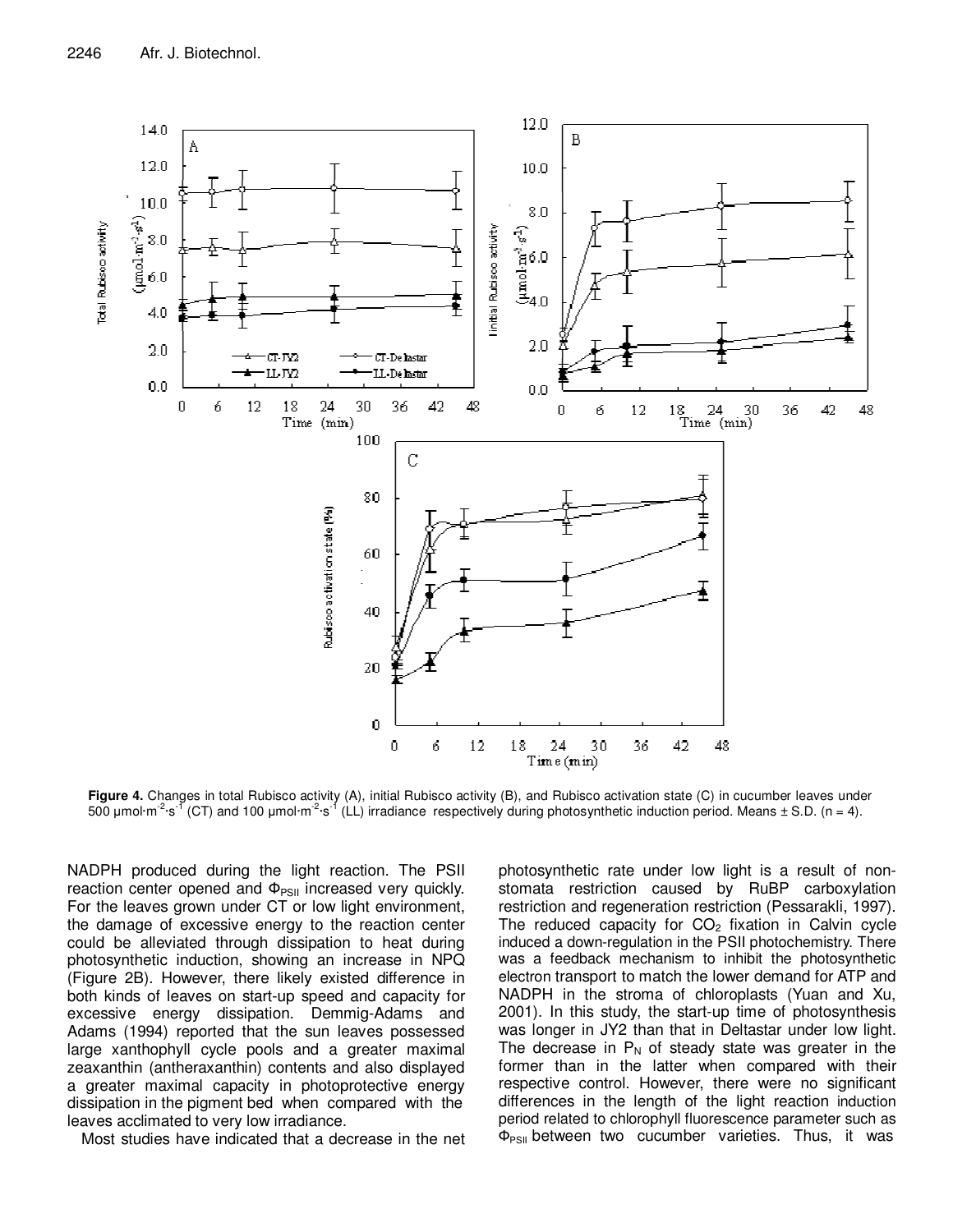**Figure 4.** Changes in total Rubisco activity (A), initial Rubisco activity (B), and Rubisco activation state (C) in cucumber leaves under 500 μmol·m$^{-2}$·s$^{-1}$ (CT) and 100 μmol·m$^{-2}$·s$^{-1}$ (LL) irradiance respectively during photosynthetic induction period. Means ± S.D. (n = 4).

NADPH produced during the light reaction. The PSII reaction center opened and $\Phi_{PSII}$ increased very quickly. For the leaves grown under CT or low light environment, the damage of excessive energy to the reaction center could be alleviated through dissipation to heat during photosynthetic induction, showing an increase in NPQ (Figure 2B). However, there likely existed difference in both kinds of leaves on start-up speed and capacity for excessive energy dissipation. Demmig-Adams and Adams (1994) reported that the sun leaves possessed large xanthophyll cycle pools and a greater maximal zeaxanthin (antheraxanthin) contents and also displayed a greater maximal capacity in photoprotective energy dissipation in the pigment bed when compared with the leaves acclimated to very low irradiance.

Most studies have indicated that a decrease in the net photosynthetic rate under low light is a result of non-stomata restriction caused by RuBP carboxylation restriction and regeneration restriction (Pessarakli, 1997). The reduced capacity for $CO_2$ fixation in Calvin cycle induced a down-regulation in the PSII photochemistry. There was a feedback mechanism to inhibit the photosynthetic electron transport to match the lower demand for ATP and NADPH in the stroma of chloroplasts (Yuan and Xu, 2001). In this study, the start-up time of photosynthesis was longer in JY2 than that in Deltastar under low light. The decrease in $P_N$ of steady state was greater in the former than in the latter when compared with their respective control. However, there were no significant differences in the length of the light reaction induction period related to chlorophyll fluorescence parameter such as $\Phi_{PSII}$ between two cucumber varieties. Thus, it was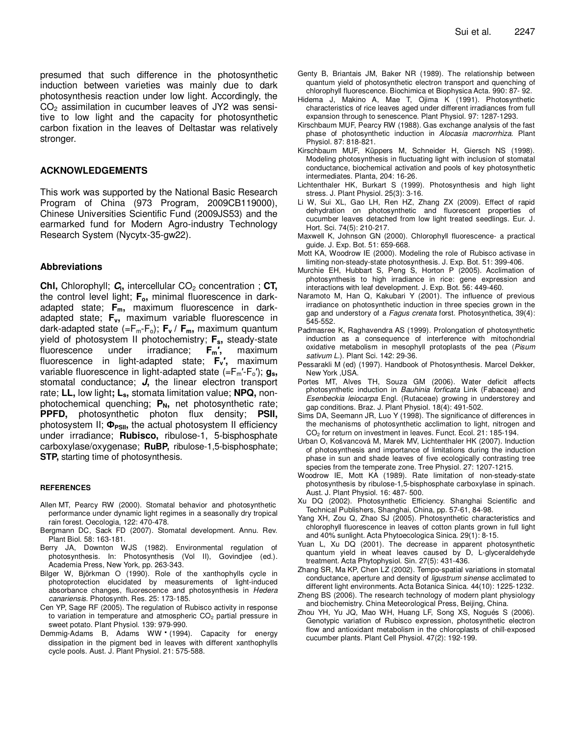presumed that such difference in the photosynthetic induction between varieties was mainly due to dark photosynthesis reaction under low light. Accordingly, the $CO_2$ assimilation in cucumber leaves of JY2 was sensitive to low light and the capacity for photosynthetic carbon fixation in the leaves of Deltastar was relatively stronger.

## ACKNOWLEDGEMENTS

This work was supported by the National Basic Research Program of China (973 Program, 2009CB119000), Chinese Universities Scientific Fund (2009JS53) and the earmarked fund for Modern Agro-industry Technology Research System (Nycytx-35-gw22).

## Abbreviations

**Chl,** Chlorophyll; $\boldsymbol{C_i}$**,** intercellular $CO_2$ concentration ; **CT,** the control level light; $\mathbf{F_o}$**,** minimal fluorescence in dark-adapted state; $\mathbf{F_m}$**,** maximum fluorescence in dark-adapted state; $\mathbf{F_v}$**,** maximum variable fluorescence in dark-adapted state ($=F_m-F_o$); $\mathbf{F_v / F_m}$**,** maximum quantum yield of photosystem II photochemistry; $\mathbf{F_s}$**,** steady-state fluorescence under irradiance; $\mathbf{F_m'}$**,** maximum fluorescence in light-adapted state; $\mathbf{F_v'}$**,** maximum variable fluorescence in light-adapted state ($=F_m'-F_o'$); $\mathbf{g_s}$**,** stomatal conductance; ***J*,** the linear electron transport rate; **LL,** low light**;** $\mathbf{L_s}$**,** stomata limitation value; **NPQ,** non-photochemical quenching; $\mathbf{P_N}$**,** net photosynthetic rate; **PPFD,** photosynthetic photon flux density; **PSII,** photosystem II; $\mathbf{\Phi_{PSII}}$**,** the actual photosystem II efficiency under irradiance; **Rubisco,** ribulose-1, 5-bisphosphate carboxylase/oxygenase; **RuBP,** ribulose-1,5-bisphosphate; **STP,** starting time of photosynthesis.

### REFERENCES

Allen MT, Pearcy RW (2000). Stomatal behavior and photosynthetic performance under dynamic light regimes in a seasonally dry tropical rain forest. Oecologia, 122: 470-478.

Bergmann DC, Sack FD (2007). Stomatal development. Annu. Rev. Plant Biol. 58: 163-181.

Berry JA, Downton WJS (1982). Environmental regulation of photosynthesis. In: Photosynthesis (Vol II), Govindjee (ed.). Academia Press, New York, pp. 263-343.

Bilger W, Björkman O (1990). Role of the xanthophylls cycle in photoprotection elucidated by measurements of light-induced absorbance changes, fluorescence and photosynthesis in *Hedera canariensis*. Photosynth. Res. 25: 173-185.

Cen YP, Sage RF (2005). The regulation of Rubisco activity in response to variation in temperature and atmospheric $CO_2$ partial pressure in sweet potato. Plant Physiol. 139: 979-990.

Demmig-Adams B, Adams WW (1994). Capacity for energy dissipation in the pigment bed in leaves with different xanthophylls cycle pools. Aust. J. Plant Physiol. 21: 575-588.

Genty B, Briantais JM, Baker NR (1989). The relationship between quantum yield of photosynthetic electron transport and quenching of chlorophyll fluorescence. Biochimica et Biophysica Acta. 990: 87- 92.

Hidema J, Makino A, Mae T, Ojima K (1991). Photosynthetic characteristics of rice leaves aged under different irradiances from full expansion through to senescence. Plant Physiol. 97: 1287-1293.

Kirschbaum MUF, Pearcy RW (1988). Gas exchange analysis of the fast phase of photosynthetic induction in *Alocasia macrorrhiza*. Plant Physiol. 87: 818-821.

Kirschbaum MUF, Küppers M, Schneider H, Giersch NS (1998). Modeling photosynthesis in fluctuating light with inclusion of stomatal conductance, biochemical activation and pools of key photosynthetic intermediates. Planta, 204: 16-26.

Lichtenthaler HK, Burkart S (1999). Photosynthesis and high light stress. J. Plant Physiol. 25(3): 3-16.

Li W, Sui XL, Gao LH, Ren HZ, Zhang ZX (2009). Effect of rapid dehydration on photosynthetic and fluorescent properties of cucumber leaves detached from low light treated seedlings. Eur. J. Hort. Sci. 74(5): 210-217.

Maxwell K, Johnson GN (2000). Chlorophyll fluorescence- a practical guide. J. Exp. Bot. 51: 659-668.

Mott KA, Woodrow IE (2000). Modeling the role of Rubisco activase in limiting non-steady-state photosynthesis. J. Exp. Bot. 51: 399-406.

Murchie EH, Hubbart S, Peng S, Horton P (2005). Acclimation of photosynthesis to high irradiance in rice: gene expression and interactions with leaf development. J. Exp. Bot. 56: 449-460.

Naramoto M, Han Q, Kakubari Y (2001). The influence of previous irradiance on photosynthetic induction in three species grown in the gap and understory of a *Fagus crenata* forst. Photosynthetica, 39(4): 545-552.

Padmasree K, Raghavendra AS (1999). Prolongation of photosynthetic induction as a consequence of interference with mitochondrial oxidative metabolism in mesophyll protoplasts of the pea (*Pisum sativum L.*). Plant Sci. 142: 29-36.

Pessarakli M (ed) (1997). Handbook of Photosynthesis. Marcel Dekker, New York ,USA.

Portes MT, Alves TH, Souza GM (2006). Water deficit affects photosynthetic induction in *Bauhinia forficata* Link (Fabaceae) and *Esenbeckia leiocarpa* Engl. (Rutaceae) growing in understorey and gap conditions. Braz. J. Plant Physiol. 18(4): 491-502.

Sims DA, Seemann JR, Luo Y (1998). The significance of differences in the mechanisms of photosynthetic acclimation to light, nitrogen and $CO_2$ for return on investment in leaves. Funct. Ecol. 21: 185-194.

Urban O, Košvancová M, Marek MV, Lichtenthaler HK (2007). Induction of photosynthesis and importance of limitations during the induction phase in sun and shade leaves of five ecologically contrasting tree species from the temperate zone. Tree Physiol. 27: 1207-1215.

Woodrow IE, Mott KA (1989). Rate limitation of non-steady-state photosynthesis by ribulose-1,5-bisphosphate carboxylase in spinach. Aust. J. Plant Physiol. 16: 487- 500.

Xu DQ (2002). Photosynthetic Efficiency. Shanghai Scientific and Technical Publishers, Shanghai, China, pp. 57-61, 84-98.

Yang XH, Zou Q, Zhao SJ (2005). Photosynthetic characteristics and chlorophyll fluorescence in leaves of cotton plants grown in full light and 40% sunlight. Acta Phytoecologica Sinica. 29(1): 8-15.

Yuan L, Xu DQ (2001). The decrease in apparent photosynthetic quantum yield in wheat leaves caused by D, L-glyceraldehyde treatment. Acta Phytophysiol. Sin. 27(5): 431-436.

Zhang SR, Ma KP, Chen LZ (2002). Tempo-spatial variations in stomatal conductance, aperture and density of *ligustrum sinense* acclimated to different light environments. Acta Botanica Sinica. 44(10): 1225-1232.

Zheng BS (2006). The research technology of modern plant physiology and biochemistry. China Meteorological Press, Beijing, China.

Zhou YH, Yu JQ, Mao WH, Huang LF, Song XS, Nogués S (2006). Genotypic variation of Rubisco expression, photosynthetic electron flow and antioxidant metabolism in the chloroplasts of chill-exposed cucumber plants. Plant Cell Physiol. 47(2): 192-199.